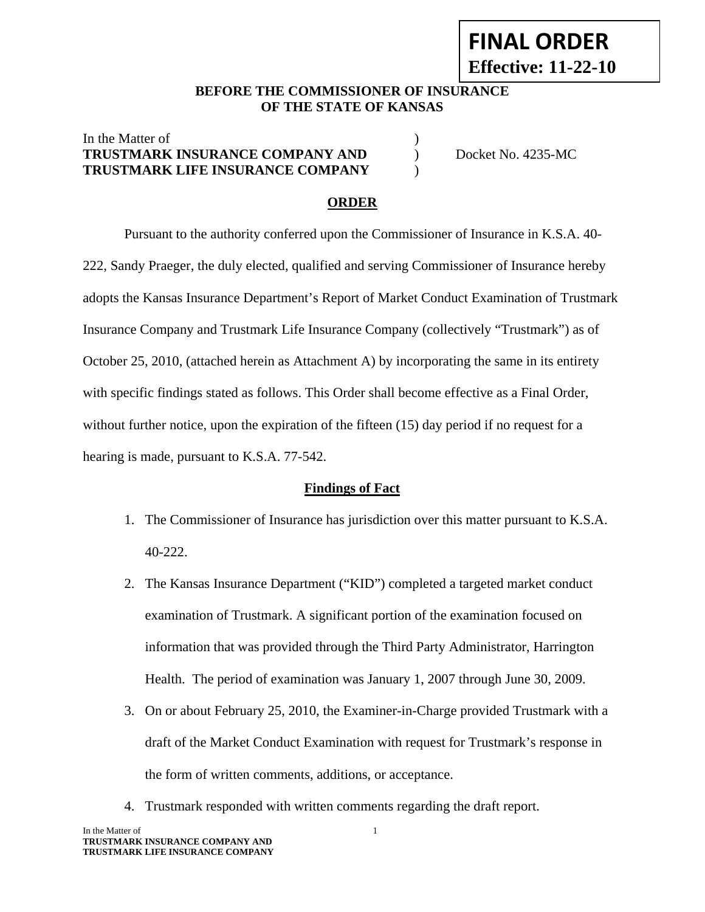**FINAL ORDER**
**Effective: 11-22-10**

**BEFORE THE COMMISSIONER OF INSURANCE OF THE STATE OF KANSAS**

In the Matter of )
**TRUSTMARK INSURANCE COMPANY AND** ) Docket No. 4235-MC
**TRUSTMARK LIFE INSURANCE COMPANY** )

## ORDER

Pursuant to the authority conferred upon the Commissioner of Insurance in K.S.A. 40-222, Sandy Praeger, the duly elected, qualified and serving Commissioner of Insurance hereby adopts the Kansas Insurance Department's Report of Market Conduct Examination of Trustmark Insurance Company and Trustmark Life Insurance Company (collectively "Trustmark") as of October 25, 2010, (attached herein as Attachment A) by incorporating the same in its entirety with specific findings stated as follows. This Order shall become effective as a Final Order, without further notice, upon the expiration of the fifteen (15) day period if no request for a hearing is made, pursuant to K.S.A. 77-542.

## Findings of Fact

1. The Commissioner of Insurance has jurisdiction over this matter pursuant to K.S.A. 40-222.
2. The Kansas Insurance Department ("KID") completed a targeted market conduct examination of Trustmark. A significant portion of the examination focused on information that was provided through the Third Party Administrator, Harrington Health. The period of examination was January 1, 2007 through June 30, 2009.
3. On or about February 25, 2010, the Examiner-in-Charge provided Trustmark with a draft of the Market Conduct Examination with request for Trustmark's response in the form of written comments, additions, or acceptance.
4. Trustmark responded with written comments regarding the draft report.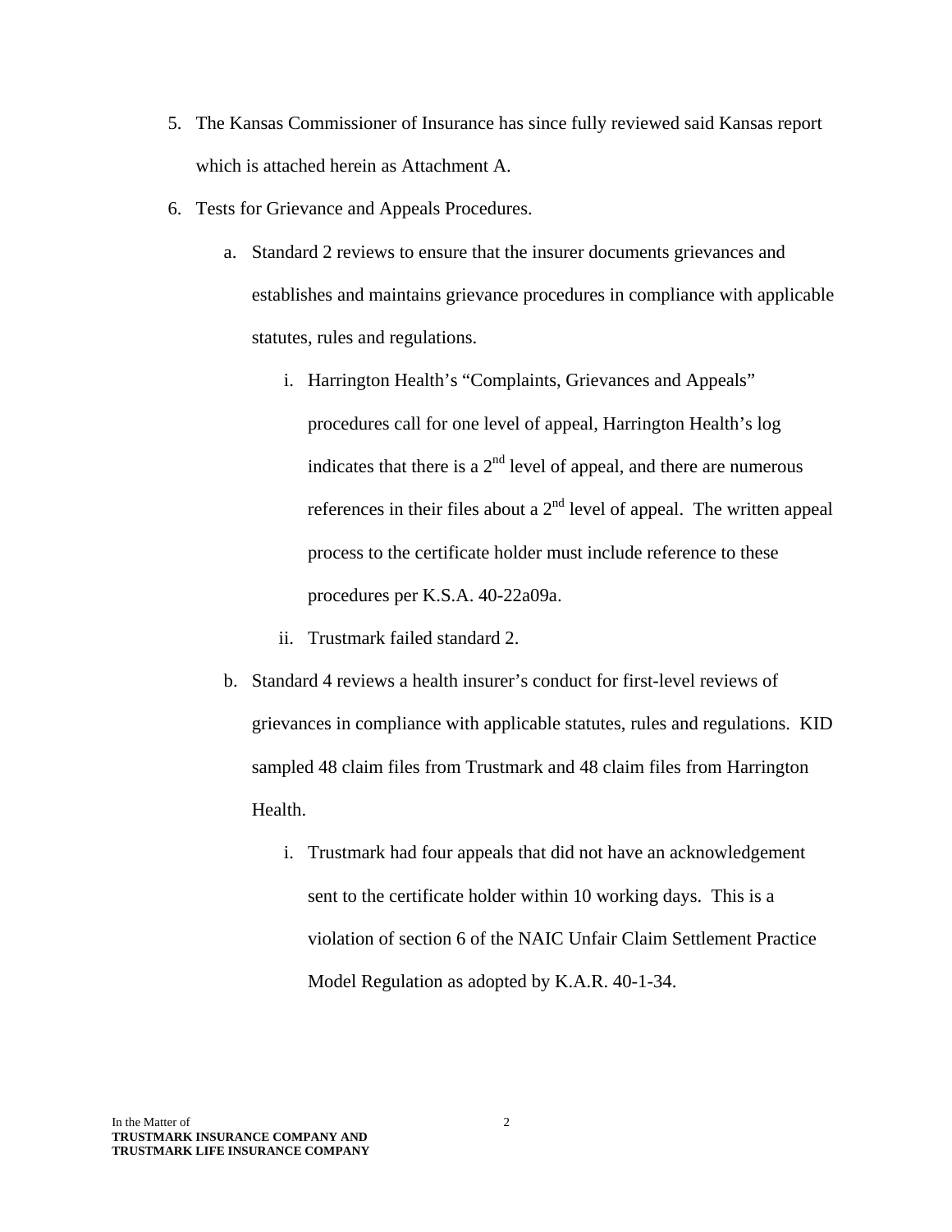5. The Kansas Commissioner of Insurance has since fully reviewed said Kansas report which is attached herein as Attachment A.
6. Tests for Grievance and Appeals Procedures.
   a. Standard 2 reviews to ensure that the insurer documents grievances and establishes and maintains grievance procedures in compliance with applicable statutes, rules and regulations.
      i. Harrington Health's "Complaints, Grievances and Appeals" procedures call for one level of appeal, Harrington Health's log indicates that there is a 2nd level of appeal, and there are numerous references in their files about a 2nd level of appeal. The written appeal process to the certificate holder must include reference to these procedures per K.S.A. 40-22a09a.
      ii. Trustmark failed standard 2.
   b. Standard 4 reviews a health insurer's conduct for first-level reviews of grievances in compliance with applicable statutes, rules and regulations. KID sampled 48 claim files from Trustmark and 48 claim files from Harrington Health.
      i. Trustmark had four appeals that did not have an acknowledgement sent to the certificate holder within 10 working days. This is a violation of section 6 of the NAIC Unfair Claim Settlement Practice Model Regulation as adopted by K.A.R. 40-1-34.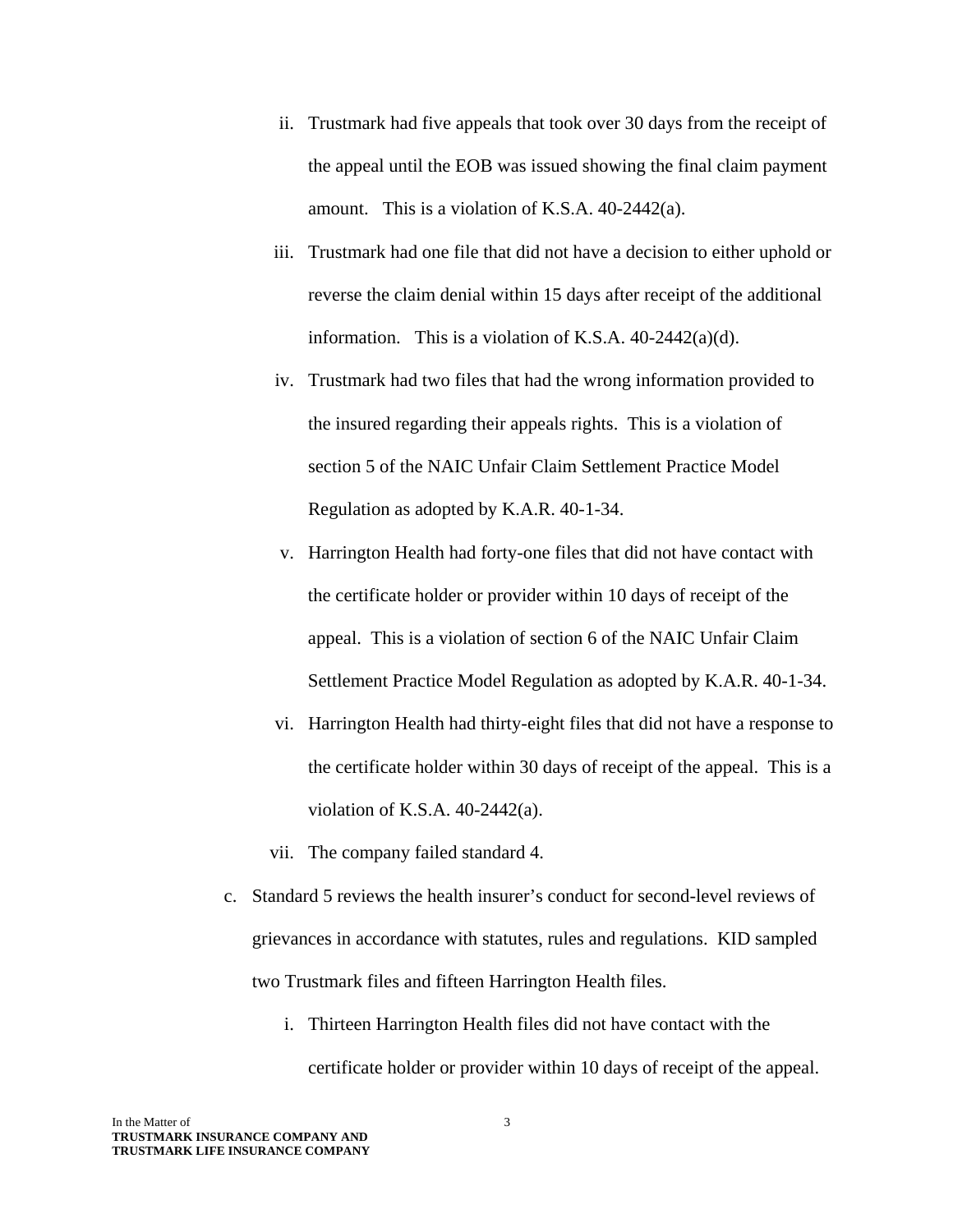ii. Trustmark had five appeals that took over 30 days from the receipt of the appeal until the EOB was issued showing the final claim payment amount. This is a violation of K.S.A. 40-2442(a).

iii. Trustmark had one file that did not have a decision to either uphold or reverse the claim denial within 15 days after receipt of the additional information. This is a violation of K.S.A. 40-2442(a)(d).

iv. Trustmark had two files that had the wrong information provided to the insured regarding their appeals rights. This is a violation of section 5 of the NAIC Unfair Claim Settlement Practice Model Regulation as adopted by K.A.R. 40-1-34.

v. Harrington Health had forty-one files that did not have contact with the certificate holder or provider within 10 days of receipt of the appeal. This is a violation of section 6 of the NAIC Unfair Claim Settlement Practice Model Regulation as adopted by K.A.R. 40-1-34.

vi. Harrington Health had thirty-eight files that did not have a response to the certificate holder within 30 days of receipt of the appeal. This is a violation of K.S.A. 40-2442(a).

vii. The company failed standard 4.

c. Standard 5 reviews the health insurer's conduct for second-level reviews of grievances in accordance with statutes, rules and regulations. KID sampled two Trustmark files and fifteen Harrington Health files.

i. Thirteen Harrington Health files did not have contact with the certificate holder or provider within 10 days of receipt of the appeal.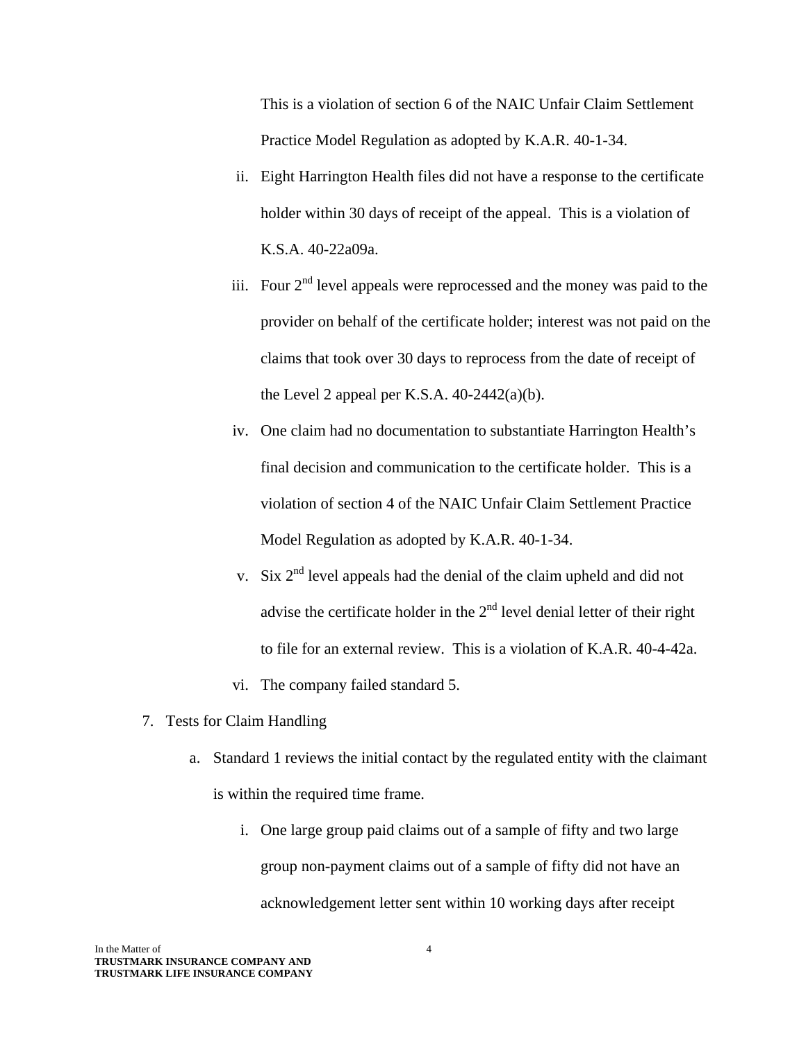This is a violation of section 6 of the NAIC Unfair Claim Settlement Practice Model Regulation as adopted by K.A.R. 40-1-34.

ii. Eight Harrington Health files did not have a response to the certificate holder within 30 days of receipt of the appeal. This is a violation of K.S.A. 40-22a09a.

iii. Four 2nd level appeals were reprocessed and the money was paid to the provider on behalf of the certificate holder; interest was not paid on the claims that took over 30 days to reprocess from the date of receipt of the Level 2 appeal per K.S.A. 40-2442(a)(b).

iv. One claim had no documentation to substantiate Harrington Health's final decision and communication to the certificate holder. This is a violation of section 4 of the NAIC Unfair Claim Settlement Practice Model Regulation as adopted by K.A.R. 40-1-34.

v. Six 2nd level appeals had the denial of the claim upheld and did not advise the certificate holder in the 2nd level denial letter of their right to file for an external review. This is a violation of K.A.R. 40-4-42a.

vi. The company failed standard 5.

7. Tests for Claim Handling

   a. Standard 1 reviews the initial contact by the regulated entity with the claimant is within the required time frame.

      i. One large group paid claims out of a sample of fifty and two large group non-payment claims out of a sample of fifty did not have an acknowledgement letter sent within 10 working days after receipt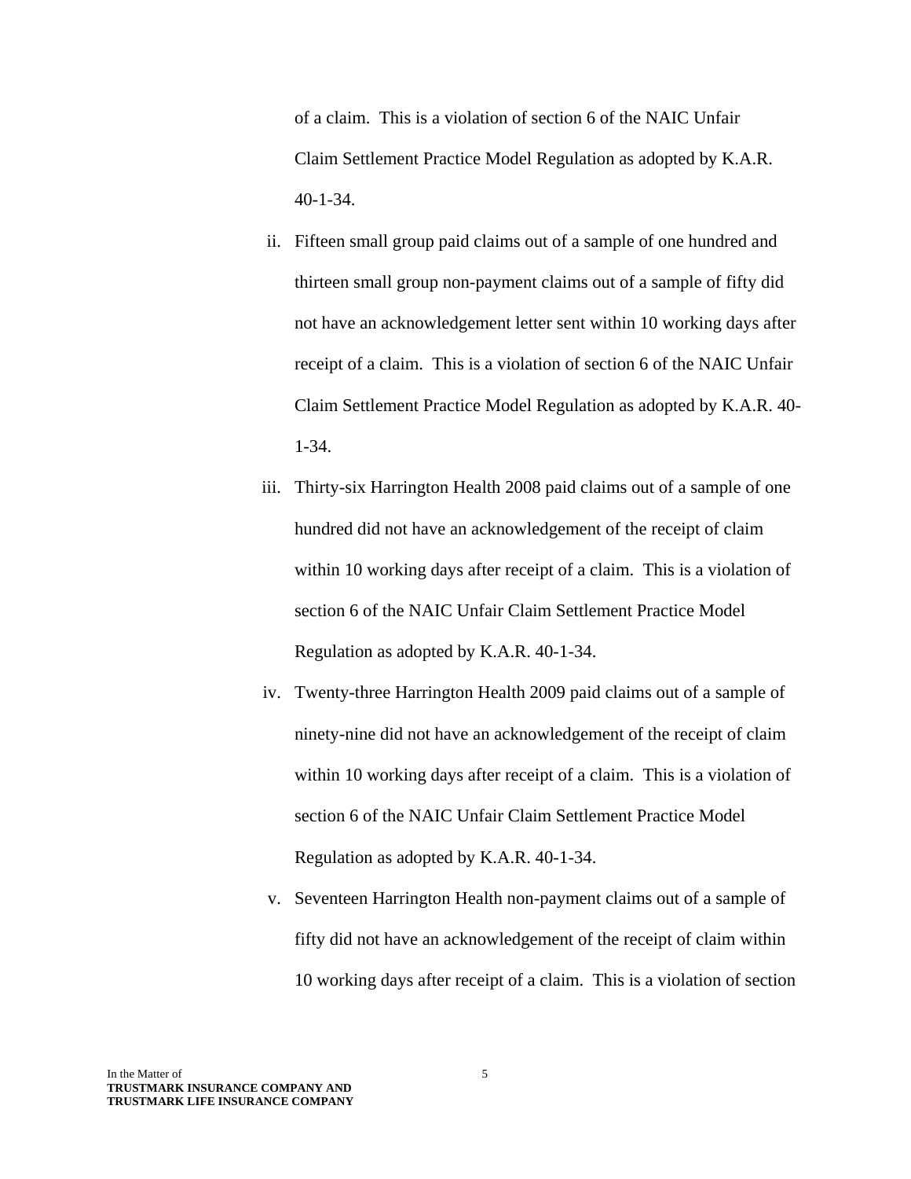of a claim. This is a violation of section 6 of the NAIC Unfair Claim Settlement Practice Model Regulation as adopted by K.A.R. 40-1-34.

ii. Fifteen small group paid claims out of a sample of one hundred and thirteen small group non-payment claims out of a sample of fifty did not have an acknowledgement letter sent within 10 working days after receipt of a claim. This is a violation of section 6 of the NAIC Unfair Claim Settlement Practice Model Regulation as adopted by K.A.R. 40-1-34.

iii. Thirty-six Harrington Health 2008 paid claims out of a sample of one hundred did not have an acknowledgement of the receipt of claim within 10 working days after receipt of a claim. This is a violation of section 6 of the NAIC Unfair Claim Settlement Practice Model Regulation as adopted by K.A.R. 40-1-34.

iv. Twenty-three Harrington Health 2009 paid claims out of a sample of ninety-nine did not have an acknowledgement of the receipt of claim within 10 working days after receipt of a claim. This is a violation of section 6 of the NAIC Unfair Claim Settlement Practice Model Regulation as adopted by K.A.R. 40-1-34.

v. Seventeen Harrington Health non-payment claims out of a sample of fifty did not have an acknowledgement of the receipt of claim within 10 working days after receipt of a claim. This is a violation of section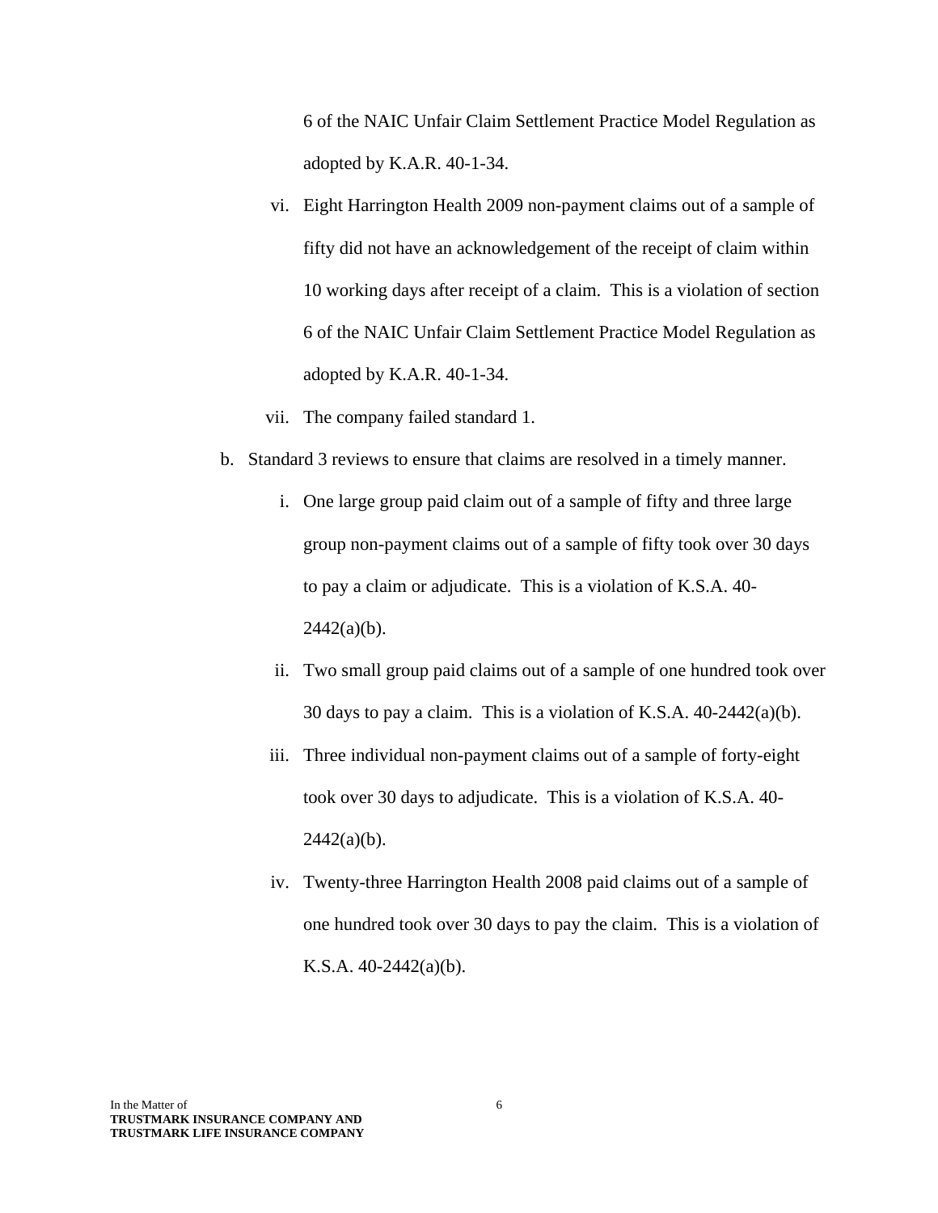6 of the NAIC Unfair Claim Settlement Practice Model Regulation as adopted by K.A.R. 40-1-34.

vi. Eight Harrington Health 2009 non-payment claims out of a sample of fifty did not have an acknowledgement of the receipt of claim within 10 working days after receipt of a claim. This is a violation of section 6 of the NAIC Unfair Claim Settlement Practice Model Regulation as adopted by K.A.R. 40-1-34.

vii. The company failed standard 1.

b. Standard 3 reviews to ensure that claims are resolved in a timely manner.

   i. One large group paid claim out of a sample of fifty and three large group non-payment claims out of a sample of fifty took over 30 days to pay a claim or adjudicate. This is a violation of K.S.A. 40-2442(a)(b).

   ii. Two small group paid claims out of a sample of one hundred took over 30 days to pay a claim. This is a violation of K.S.A. 40-2442(a)(b).

   iii. Three individual non-payment claims out of a sample of forty-eight took over 30 days to adjudicate. This is a violation of K.S.A. 40-2442(a)(b).

   iv. Twenty-three Harrington Health 2008 paid claims out of a sample of one hundred took over 30 days to pay the claim. This is a violation of K.S.A. 40-2442(a)(b).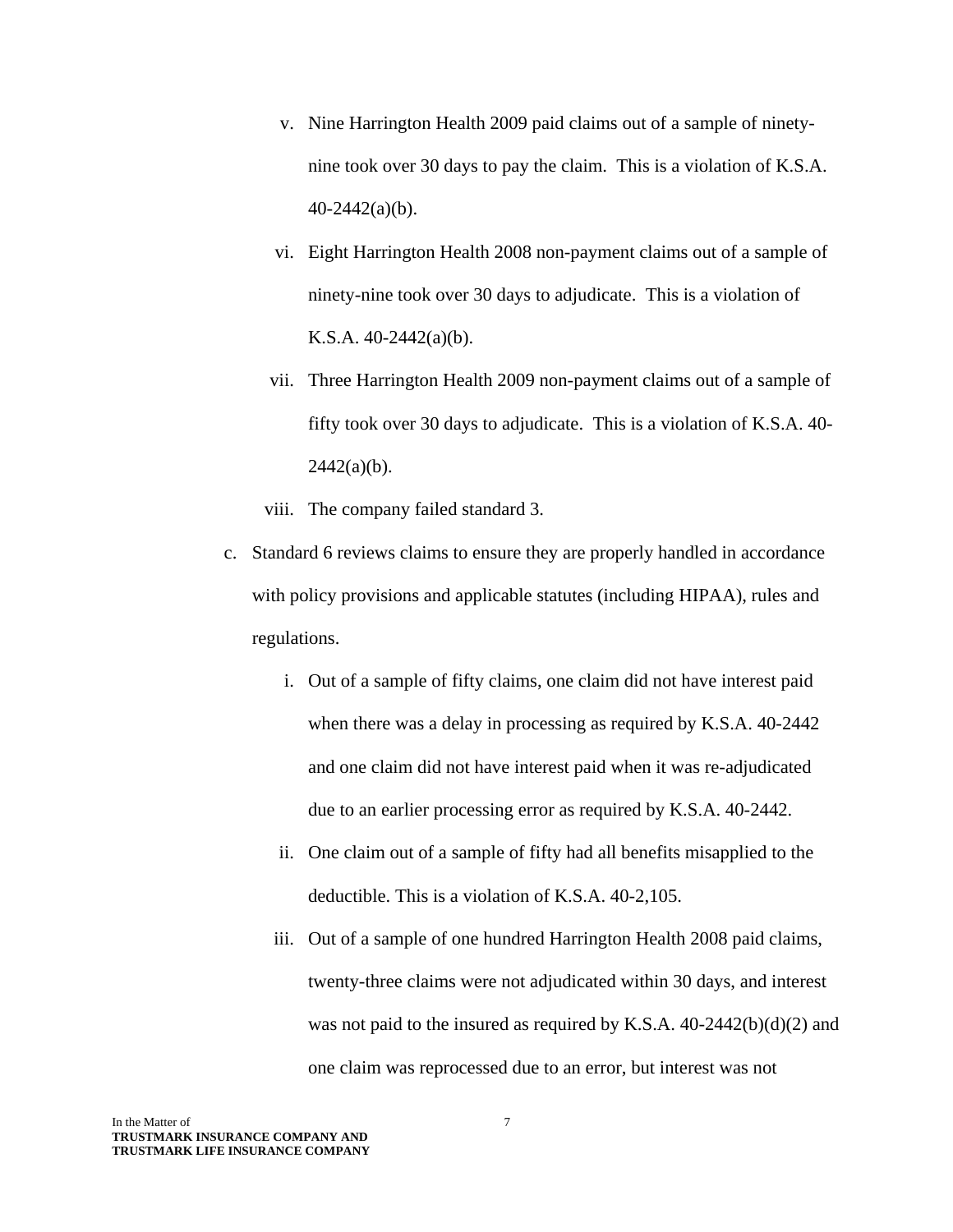v. Nine Harrington Health 2009 paid claims out of a sample of ninety-nine took over 30 days to pay the claim. This is a violation of K.S.A. 40-2442(a)(b).

vi. Eight Harrington Health 2008 non-payment claims out of a sample of ninety-nine took over 30 days to adjudicate. This is a violation of K.S.A. 40-2442(a)(b).

vii. Three Harrington Health 2009 non-payment claims out of a sample of fifty took over 30 days to adjudicate. This is a violation of K.S.A. 40-2442(a)(b).

viii. The company failed standard 3.

c. Standard 6 reviews claims to ensure they are properly handled in accordance with policy provisions and applicable statutes (including HIPAA), rules and regulations.

i. Out of a sample of fifty claims, one claim did not have interest paid when there was a delay in processing as required by K.S.A. 40-2442 and one claim did not have interest paid when it was re-adjudicated due to an earlier processing error as required by K.S.A. 40-2442.

ii. One claim out of a sample of fifty had all benefits misapplied to the deductible. This is a violation of K.S.A. 40-2,105.

iii. Out of a sample of one hundred Harrington Health 2008 paid claims, twenty-three claims were not adjudicated within 30 days, and interest was not paid to the insured as required by K.S.A. 40-2442(b)(d)(2) and one claim was reprocessed due to an error, but interest was not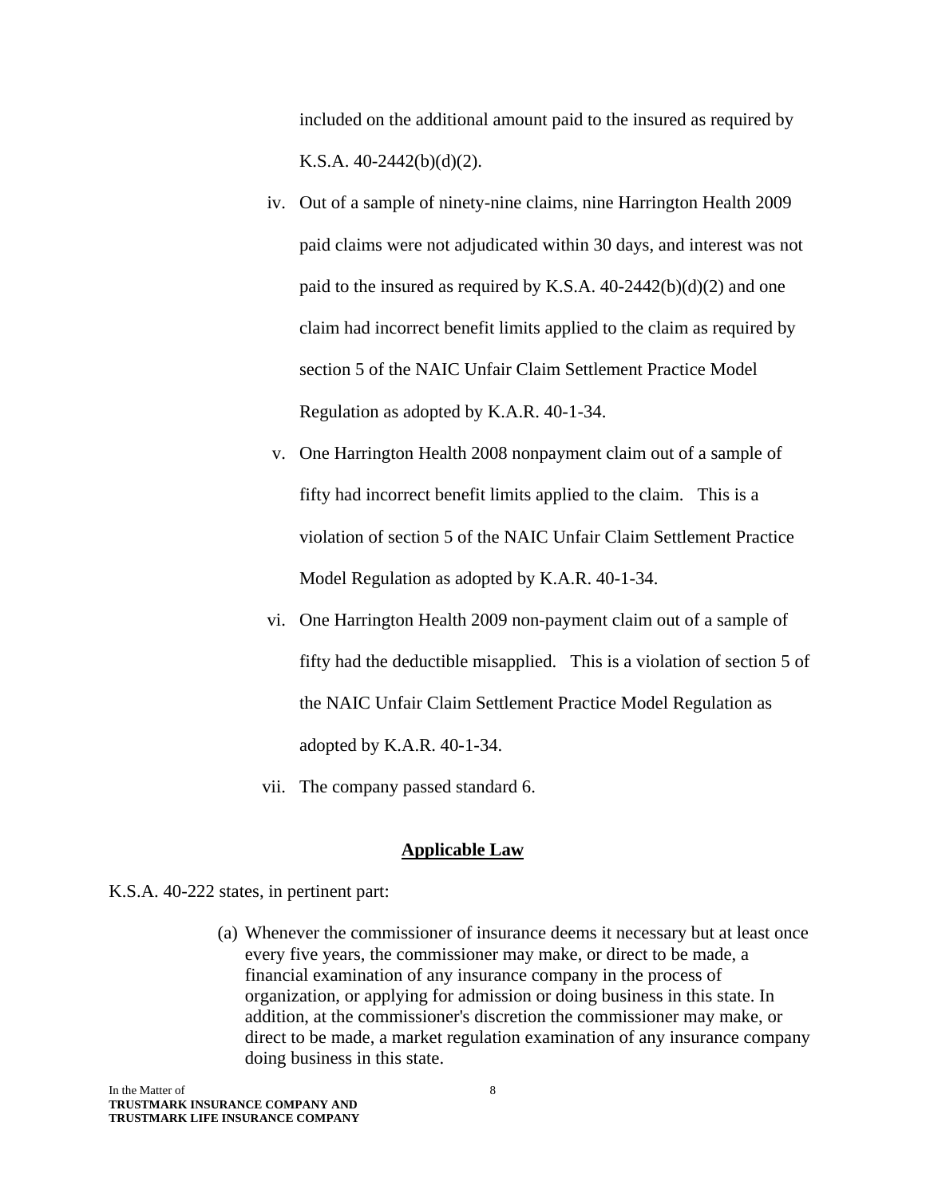included on the additional amount paid to the insured as required by K.S.A. 40-2442(b)(d)(2).

iv. Out of a sample of ninety-nine claims, nine Harrington Health 2009 paid claims were not adjudicated within 30 days, and interest was not paid to the insured as required by K.S.A. 40-2442(b)(d)(2) and one claim had incorrect benefit limits applied to the claim as required by section 5 of the NAIC Unfair Claim Settlement Practice Model Regulation as adopted by K.A.R. 40-1-34.

v. One Harrington Health 2008 nonpayment claim out of a sample of fifty had incorrect benefit limits applied to the claim. This is a violation of section 5 of the NAIC Unfair Claim Settlement Practice Model Regulation as adopted by K.A.R. 40-1-34.

vi. One Harrington Health 2009 non-payment claim out of a sample of fifty had the deductible misapplied. This is a violation of section 5 of the NAIC Unfair Claim Settlement Practice Model Regulation as adopted by K.A.R. 40-1-34.

vii. The company passed standard 6.

## Applicable Law

K.S.A. 40-222 states, in pertinent part:

> (a) Whenever the commissioner of insurance deems it necessary but at least once every five years, the commissioner may make, or direct to be made, a financial examination of any insurance company in the process of organization, or applying for admission or doing business in this state. In addition, at the commissioner's discretion the commissioner may make, or direct to be made, a market regulation examination of any insurance company doing business in this state.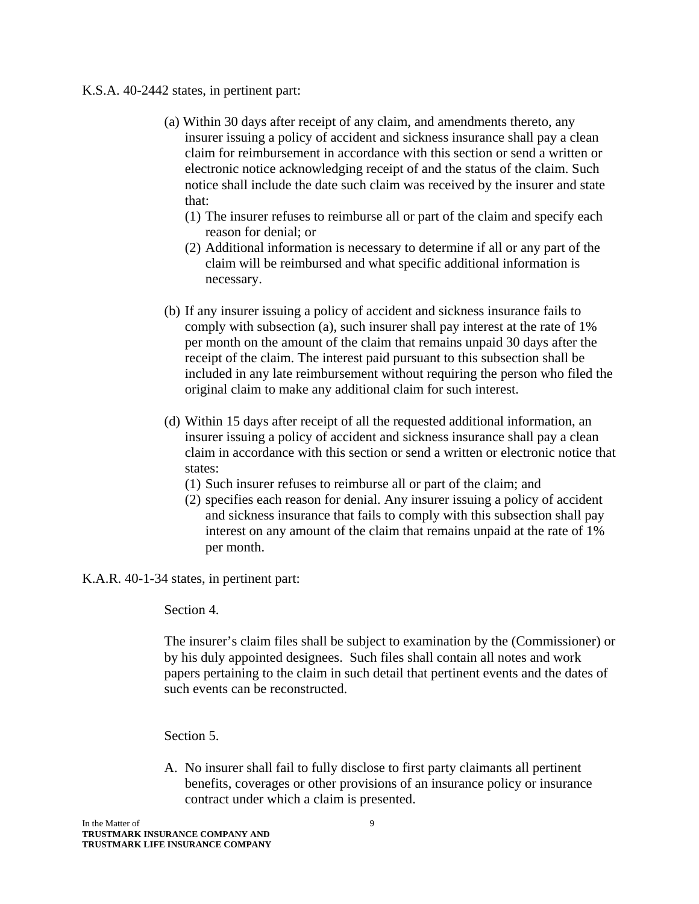K.S.A. 40-2442 states, in pertinent part:

> (a) Within 30 days after receipt of any claim, and amendments thereto, any insurer issuing a policy of accident and sickness insurance shall pay a clean claim for reimbursement in accordance with this section or send a written or electronic notice acknowledging receipt of and the status of the claim. Such notice shall include the date such claim was received by the insurer and state that:
>
> (1) The insurer refuses to reimburse all or part of the claim and specify each reason for denial; or
>
> (2) Additional information is necessary to determine if all or any part of the claim will be reimbursed and what specific additional information is necessary.
>
> (b) If any insurer issuing a policy of accident and sickness insurance fails to comply with subsection (a), such insurer shall pay interest at the rate of 1% per month on the amount of the claim that remains unpaid 30 days after the receipt of the claim. The interest paid pursuant to this subsection shall be included in any late reimbursement without requiring the person who filed the original claim to make any additional claim for such interest.
>
> (d) Within 15 days after receipt of all the requested additional information, an insurer issuing a policy of accident and sickness insurance shall pay a clean claim in accordance with this section or send a written or electronic notice that states:
>
> (1) Such insurer refuses to reimburse all or part of the claim; and
>
> (2) specifies each reason for denial. Any insurer issuing a policy of accident and sickness insurance that fails to comply with this subsection shall pay interest on any amount of the claim that remains unpaid at the rate of 1% per month.

K.A.R. 40-1-34 states, in pertinent part:

> Section 4.
>
> The insurer's claim files shall be subject to examination by the (Commissioner) or by his duly appointed designees. Such files shall contain all notes and work papers pertaining to the claim in such detail that pertinent events and the dates of such events can be reconstructed.
>
> Section 5.
>
> A. No insurer shall fail to fully disclose to first party claimants all pertinent benefits, coverages or other provisions of an insurance policy or insurance contract under which a claim is presented.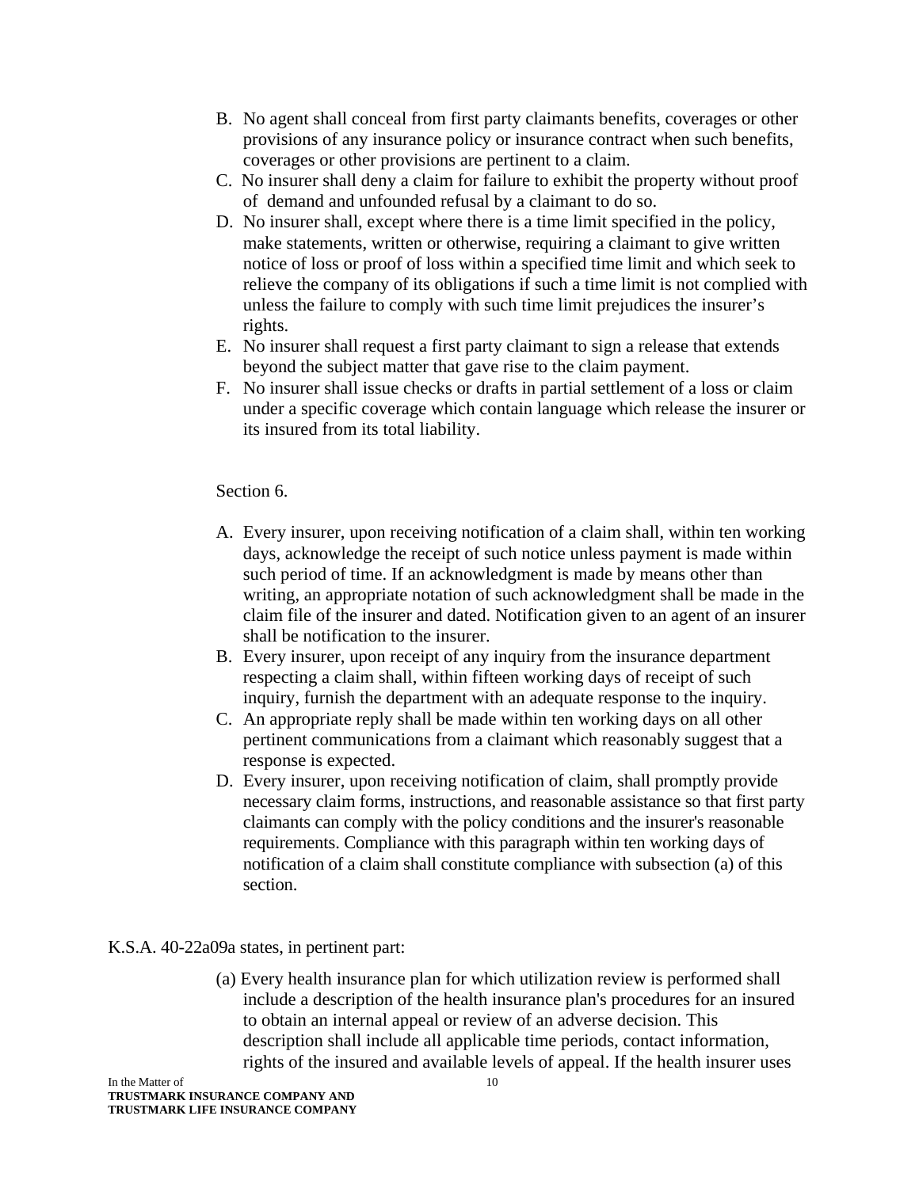B. No agent shall conceal from first party claimants benefits, coverages or other provisions of any insurance policy or insurance contract when such benefits, coverages or other provisions are pertinent to a claim.

C. No insurer shall deny a claim for failure to exhibit the property without proof of demand and unfounded refusal by a claimant to do so.

D. No insurer shall, except where there is a time limit specified in the policy, make statements, written or otherwise, requiring a claimant to give written notice of loss or proof of loss within a specified time limit and which seek to relieve the company of its obligations if such a time limit is not complied with unless the failure to comply with such time limit prejudices the insurer's rights.

E. No insurer shall request a first party claimant to sign a release that extends beyond the subject matter that gave rise to the claim payment.

F. No insurer shall issue checks or drafts in partial settlement of a loss or claim under a specific coverage which contain language which release the insurer or its insured from its total liability.

Section 6.

A. Every insurer, upon receiving notification of a claim shall, within ten working days, acknowledge the receipt of such notice unless payment is made within such period of time. If an acknowledgment is made by means other than writing, an appropriate notation of such acknowledgment shall be made in the claim file of the insurer and dated. Notification given to an agent of an insurer shall be notification to the insurer.

B. Every insurer, upon receipt of any inquiry from the insurance department respecting a claim shall, within fifteen working days of receipt of such inquiry, furnish the department with an adequate response to the inquiry.

C. An appropriate reply shall be made within ten working days on all other pertinent communications from a claimant which reasonably suggest that a response is expected.

D. Every insurer, upon receiving notification of claim, shall promptly provide necessary claim forms, instructions, and reasonable assistance so that first party claimants can comply with the policy conditions and the insurer's reasonable requirements. Compliance with this paragraph within ten working days of notification of a claim shall constitute compliance with subsection (a) of this section.

K.S.A. 40-22a09a states, in pertinent part:

(a) Every health insurance plan for which utilization review is performed shall include a description of the health insurance plan's procedures for an insured to obtain an internal appeal or review of an adverse decision. This description shall include all applicable time periods, contact information, rights of the insured and available levels of appeal. If the health insurer uses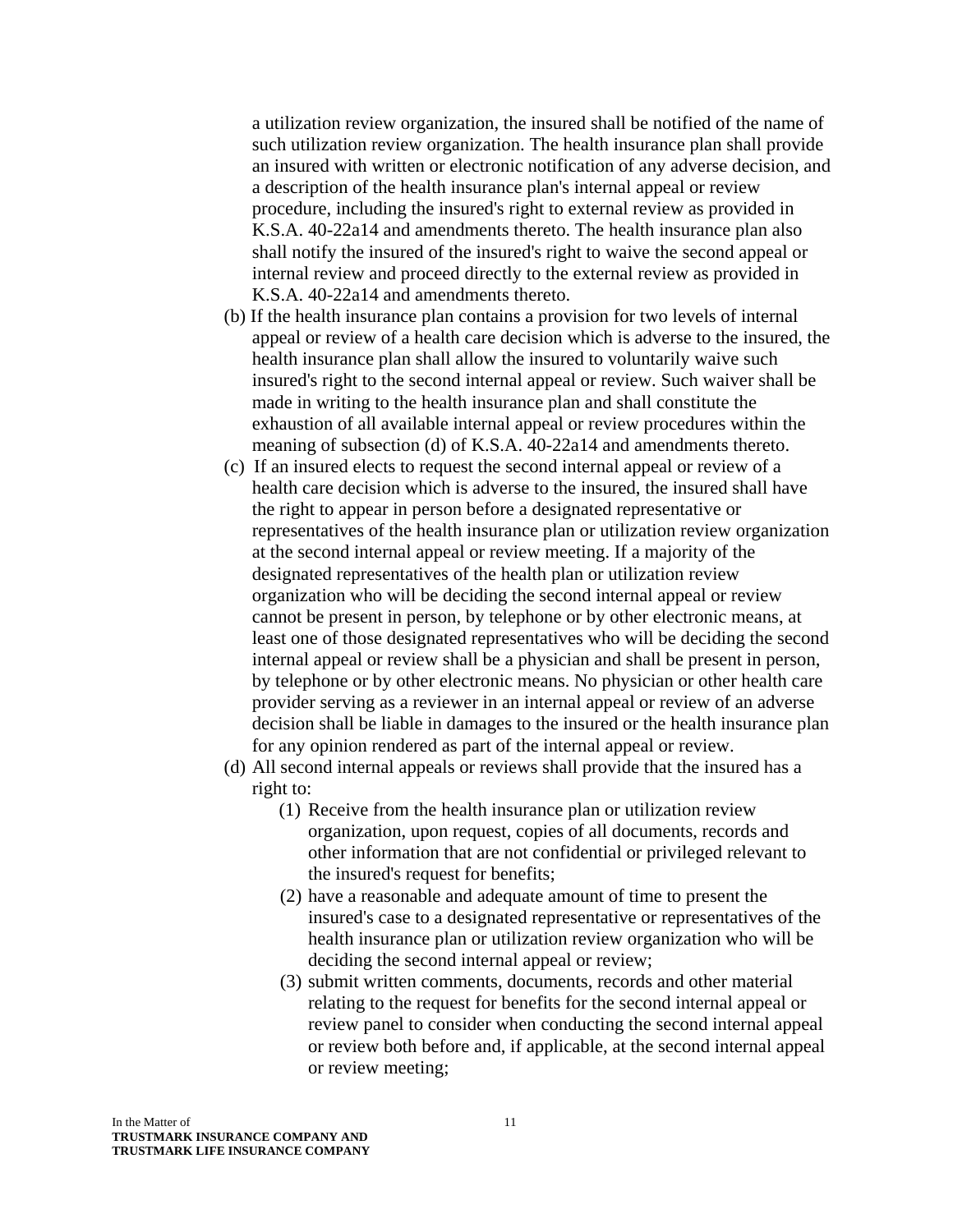a utilization review organization, the insured shall be notified of the name of such utilization review organization. The health insurance plan shall provide an insured with written or electronic notification of any adverse decision, and a description of the health insurance plan's internal appeal or review procedure, including the insured's right to external review as provided in K.S.A. 40-22a14 and amendments thereto. The health insurance plan also shall notify the insured of the insured's right to waive the second appeal or internal review and proceed directly to the external review as provided in K.S.A. 40-22a14 and amendments thereto.

(b) If the health insurance plan contains a provision for two levels of internal appeal or review of a health care decision which is adverse to the insured, the health insurance plan shall allow the insured to voluntarily waive such insured's right to the second internal appeal or review. Such waiver shall be made in writing to the health insurance plan and shall constitute the exhaustion of all available internal appeal or review procedures within the meaning of subsection (d) of K.S.A. 40-22a14 and amendments thereto.

(c) If an insured elects to request the second internal appeal or review of a health care decision which is adverse to the insured, the insured shall have the right to appear in person before a designated representative or representatives of the health insurance plan or utilization review organization at the second internal appeal or review meeting. If a majority of the designated representatives of the health plan or utilization review organization who will be deciding the second internal appeal or review cannot be present in person, by telephone or by other electronic means, at least one of those designated representatives who will be deciding the second internal appeal or review shall be a physician and shall be present in person, by telephone or by other electronic means. No physician or other health care provider serving as a reviewer in an internal appeal or review of an adverse decision shall be liable in damages to the insured or the health insurance plan for any opinion rendered as part of the internal appeal or review.

(d) All second internal appeals or reviews shall provide that the insured has a right to:

(1) Receive from the health insurance plan or utilization review organization, upon request, copies of all documents, records and other information that are not confidential or privileged relevant to the insured's request for benefits;

(2) have a reasonable and adequate amount of time to present the insured's case to a designated representative or representatives of the health insurance plan or utilization review organization who will be deciding the second internal appeal or review;

(3) submit written comments, documents, records and other material relating to the request for benefits for the second internal appeal or review panel to consider when conducting the second internal appeal or review both before and, if applicable, at the second internal appeal or review meeting;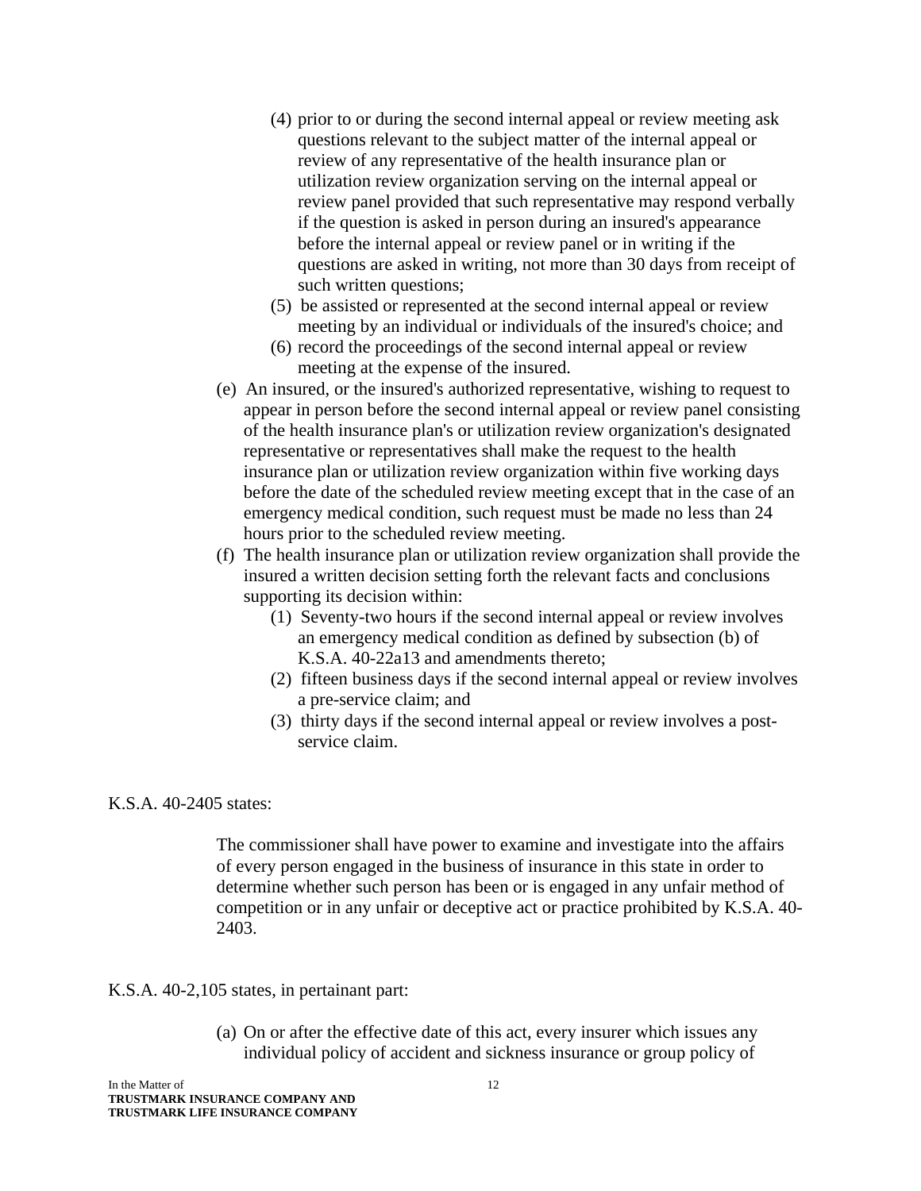(4) prior to or during the second internal appeal or review meeting ask questions relevant to the subject matter of the internal appeal or review of any representative of the health insurance plan or utilization review organization serving on the internal appeal or review panel provided that such representative may respond verbally if the question is asked in person during an insured's appearance before the internal appeal or review panel or in writing if the questions are asked in writing, not more than 30 days from receipt of such written questions;

(5) be assisted or represented at the second internal appeal or review meeting by an individual or individuals of the insured's choice; and

(6) record the proceedings of the second internal appeal or review meeting at the expense of the insured.

(e) An insured, or the insured's authorized representative, wishing to request to appear in person before the second internal appeal or review panel consisting of the health insurance plan's or utilization review organization's designated representative or representatives shall make the request to the health insurance plan or utilization review organization within five working days before the date of the scheduled review meeting except that in the case of an emergency medical condition, such request must be made no less than 24 hours prior to the scheduled review meeting.

(f) The health insurance plan or utilization review organization shall provide the insured a written decision setting forth the relevant facts and conclusions supporting its decision within:

(1) Seventy-two hours if the second internal appeal or review involves an emergency medical condition as defined by subsection (b) of K.S.A. 40-22a13 and amendments thereto;

(2) fifteen business days if the second internal appeal or review involves a pre-service claim; and

(3) thirty days if the second internal appeal or review involves a post-service claim.

K.S.A. 40-2405 states:

> The commissioner shall have power to examine and investigate into the affairs of every person engaged in the business of insurance in this state in order to determine whether such person has been or is engaged in any unfair method of competition or in any unfair or deceptive act or practice prohibited by K.S.A. 40-2403.

K.S.A. 40-2,105 states, in pertainant part:

(a) On or after the effective date of this act, every insurer which issues any individual policy of accident and sickness insurance or group policy of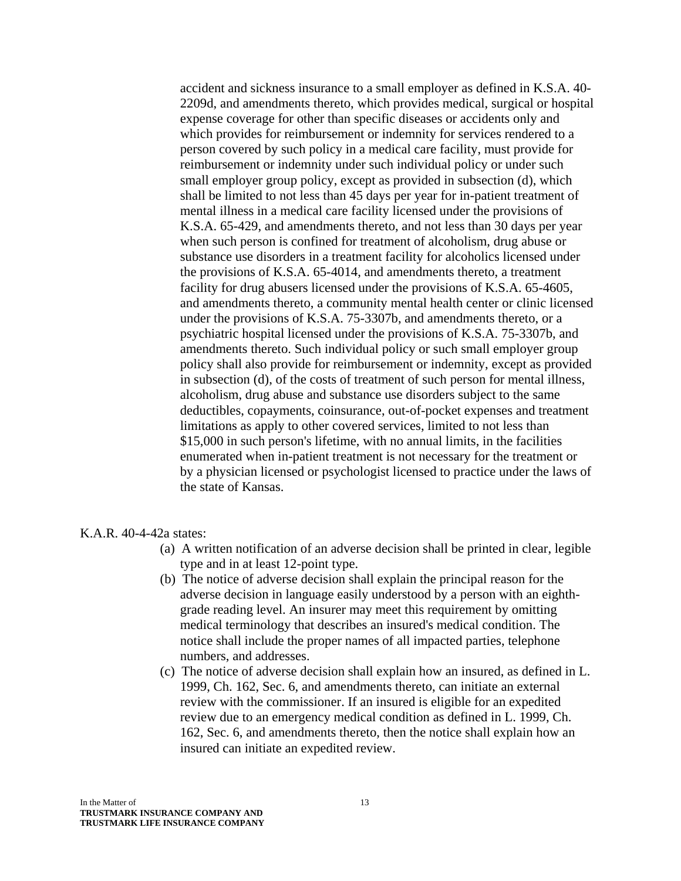accident and sickness insurance to a small employer as defined in K.S.A. 40-2209d, and amendments thereto, which provides medical, surgical or hospital expense coverage for other than specific diseases or accidents only and which provides for reimbursement or indemnity for services rendered to a person covered by such policy in a medical care facility, must provide for reimbursement or indemnity under such individual policy or under such small employer group policy, except as provided in subsection (d), which shall be limited to not less than 45 days per year for in-patient treatment of mental illness in a medical care facility licensed under the provisions of K.S.A. 65-429, and amendments thereto, and not less than 30 days per year when such person is confined for treatment of alcoholism, drug abuse or substance use disorders in a treatment facility for alcoholics licensed under the provisions of K.S.A. 65-4014, and amendments thereto, a treatment facility for drug abusers licensed under the provisions of K.S.A. 65-4605, and amendments thereto, a community mental health center or clinic licensed under the provisions of K.S.A. 75-3307b, and amendments thereto, or a psychiatric hospital licensed under the provisions of K.S.A. 75-3307b, and amendments thereto. Such individual policy or such small employer group policy shall also provide for reimbursement or indemnity, except as provided in subsection (d), of the costs of treatment of such person for mental illness, alcoholism, drug abuse and substance use disorders subject to the same deductibles, copayments, coinsurance, out-of-pocket expenses and treatment limitations as apply to other covered services, limited to not less than $15,000 in such person's lifetime, with no annual limits, in the facilities enumerated when in-patient treatment is not necessary for the treatment or by a physician licensed or psychologist licensed to practice under the laws of the state of Kansas.

K.A.R. 40-4-42a states:

(a) A written notification of an adverse decision shall be printed in clear, legible type and in at least 12-point type.

(b) The notice of adverse decision shall explain the principal reason for the adverse decision in language easily understood by a person with an eighth-grade reading level. An insurer may meet this requirement by omitting medical terminology that describes an insured's medical condition. The notice shall include the proper names of all impacted parties, telephone numbers, and addresses.

(c) The notice of adverse decision shall explain how an insured, as defined in L. 1999, Ch. 162, Sec. 6, and amendments thereto, can initiate an external review with the commissioner. If an insured is eligible for an expedited review due to an emergency medical condition as defined in L. 1999, Ch. 162, Sec. 6, and amendments thereto, then the notice shall explain how an insured can initiate an expedited review.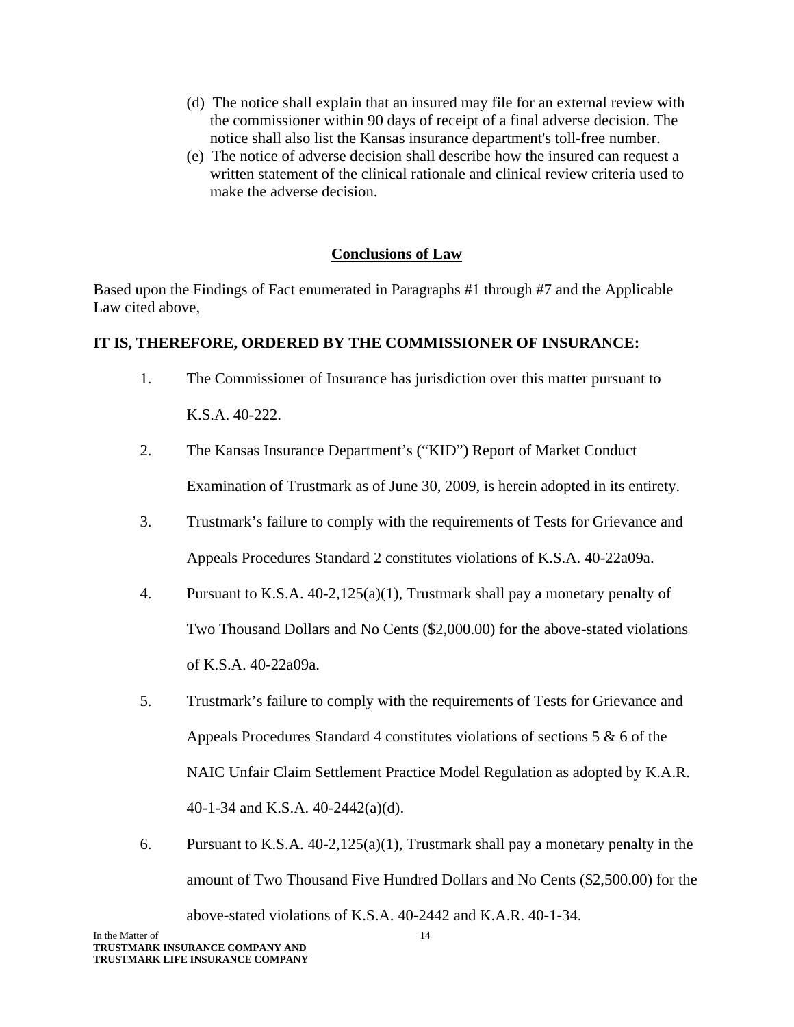(d) The notice shall explain that an insured may file for an external review with the commissioner within 90 days of receipt of a final adverse decision. The notice shall also list the Kansas insurance department's toll-free number.

(e) The notice of adverse decision shall describe how the insured can request a written statement of the clinical rationale and clinical review criteria used to make the adverse decision.

## Conclusions of Law

Based upon the Findings of Fact enumerated in Paragraphs #1 through #7 and the Applicable Law cited above,

**IT IS, THEREFORE, ORDERED BY THE COMMISSIONER OF INSURANCE:**

1. The Commissioner of Insurance has jurisdiction over this matter pursuant to K.S.A. 40-222.
2. The Kansas Insurance Department's ("KID") Report of Market Conduct Examination of Trustmark as of June 30, 2009, is herein adopted in its entirety.
3. Trustmark's failure to comply with the requirements of Tests for Grievance and Appeals Procedures Standard 2 constitutes violations of K.S.A. 40-22a09a.
4. Pursuant to K.S.A. 40-2,125(a)(1), Trustmark shall pay a monetary penalty of Two Thousand Dollars and No Cents ($2,000.00) for the above-stated violations of K.S.A. 40-22a09a.
5. Trustmark's failure to comply with the requirements of Tests for Grievance and Appeals Procedures Standard 4 constitutes violations of sections 5 & 6 of the NAIC Unfair Claim Settlement Practice Model Regulation as adopted by K.A.R. 40-1-34 and K.S.A. 40-2442(a)(d).
6. Pursuant to K.S.A. 40-2,125(a)(1), Trustmark shall pay a monetary penalty in the amount of Two Thousand Five Hundred Dollars and No Cents ($2,500.00) for the above-stated violations of K.S.A. 40-2442 and K.A.R. 40-1-34.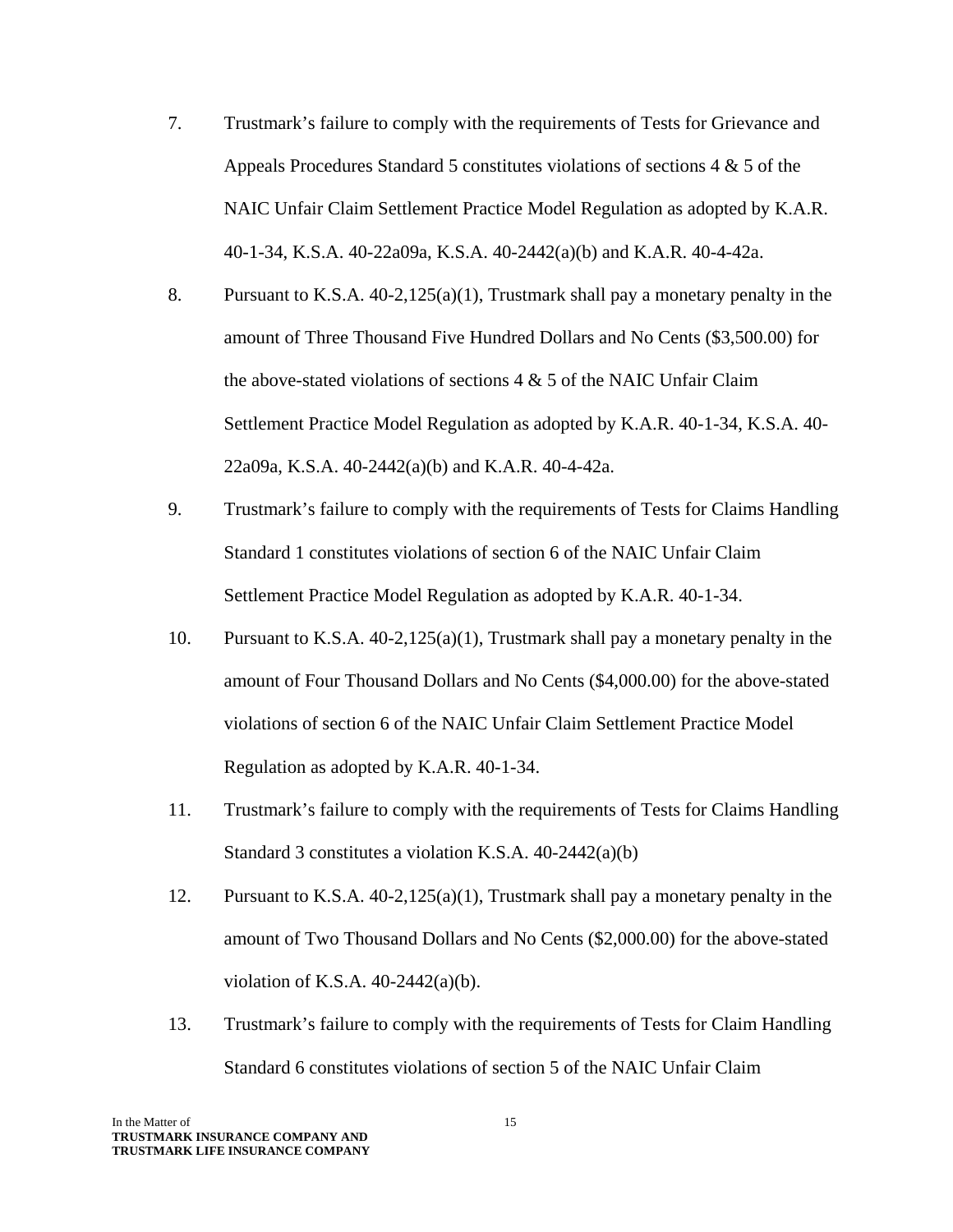7. Trustmark's failure to comply with the requirements of Tests for Grievance and Appeals Procedures Standard 5 constitutes violations of sections 4 & 5 of the NAIC Unfair Claim Settlement Practice Model Regulation as adopted by K.A.R. 40-1-34, K.S.A. 40-22a09a, K.S.A. 40-2442(a)(b) and K.A.R. 40-4-42a.

8. Pursuant to K.S.A. 40-2,125(a)(1), Trustmark shall pay a monetary penalty in the amount of Three Thousand Five Hundred Dollars and No Cents ($3,500.00) for the above-stated violations of sections 4 & 5 of the NAIC Unfair Claim Settlement Practice Model Regulation as adopted by K.A.R. 40-1-34, K.S.A. 40-22a09a, K.S.A. 40-2442(a)(b) and K.A.R. 40-4-42a.

9. Trustmark's failure to comply with the requirements of Tests for Claims Handling Standard 1 constitutes violations of section 6 of the NAIC Unfair Claim Settlement Practice Model Regulation as adopted by K.A.R. 40-1-34.

10. Pursuant to K.S.A. 40-2,125(a)(1), Trustmark shall pay a monetary penalty in the amount of Four Thousand Dollars and No Cents ($4,000.00) for the above-stated violations of section 6 of the NAIC Unfair Claim Settlement Practice Model Regulation as adopted by K.A.R. 40-1-34.

11. Trustmark's failure to comply with the requirements of Tests for Claims Handling Standard 3 constitutes a violation K.S.A. 40-2442(a)(b)

12. Pursuant to K.S.A. 40-2,125(a)(1), Trustmark shall pay a monetary penalty in the amount of Two Thousand Dollars and No Cents ($2,000.00) for the above-stated violation of K.S.A. 40-2442(a)(b).

13. Trustmark's failure to comply with the requirements of Tests for Claim Handling Standard 6 constitutes violations of section 5 of the NAIC Unfair Claim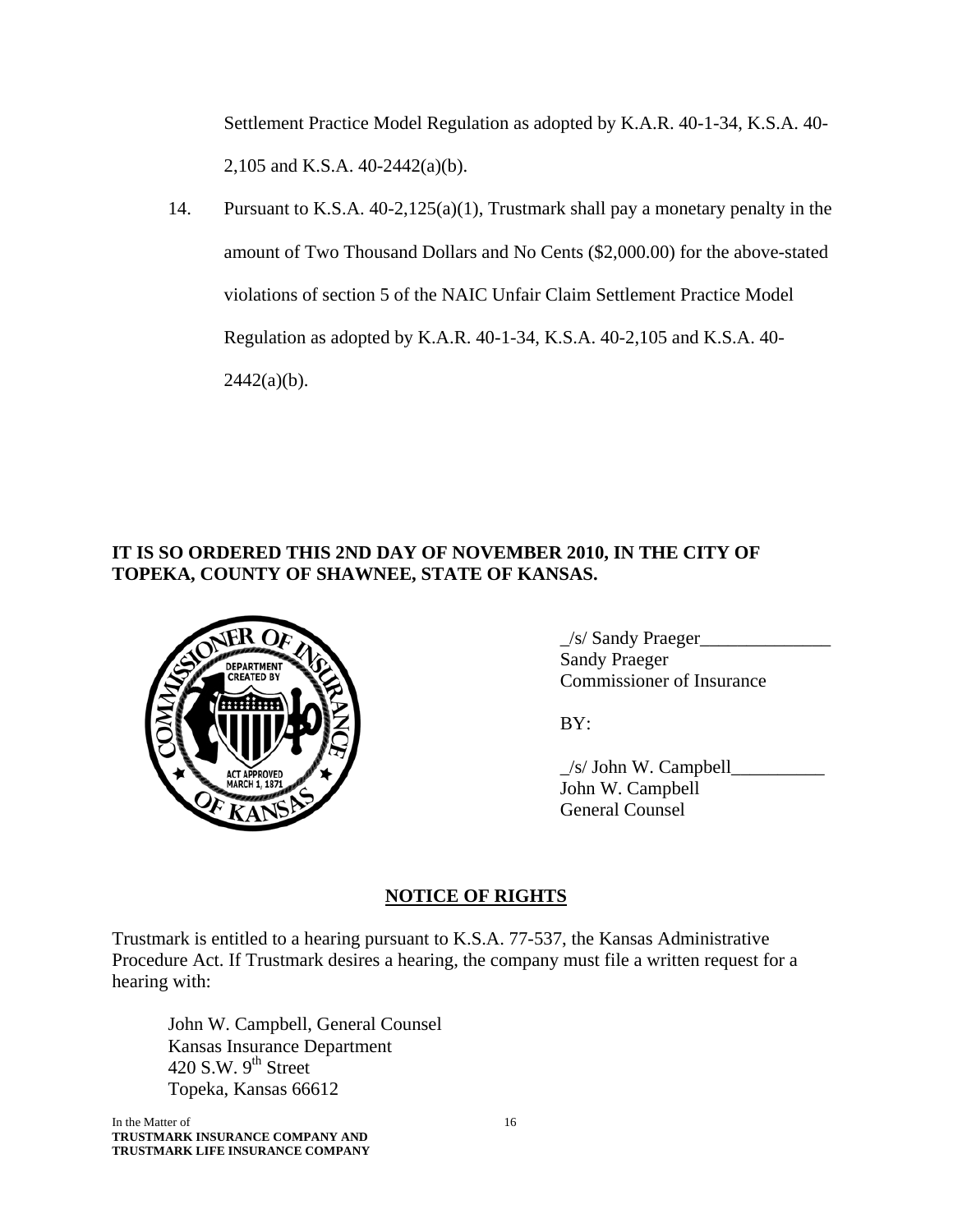Settlement Practice Model Regulation as adopted by K.A.R. 40-1-34, K.S.A. 40-2,105 and K.S.A. 40-2442(a)(b).

14. Pursuant to K.S.A. 40-2,125(a)(1), Trustmark shall pay a monetary penalty in the amount of Two Thousand Dollars and No Cents ($2,000.00) for the above-stated violations of section 5 of the NAIC Unfair Claim Settlement Practice Model Regulation as adopted by K.A.R. 40-1-34, K.S.A. 40-2,105 and K.S.A. 40-2442(a)(b).

**IT IS SO ORDERED THIS 2ND DAY OF NOVEMBER 2010, IN THE CITY OF TOPEKA, COUNTY OF SHAWNEE, STATE OF KANSAS.**

_/s/ Sandy Praeger______________
Sandy Praeger
Commissioner of Insurance

BY:

_/s/ John W. Campbell__________
John W. Campbell
General Counsel

## NOTICE OF RIGHTS

Trustmark is entitled to a hearing pursuant to K.S.A. 77-537, the Kansas Administrative Procedure Act. If Trustmark desires a hearing, the company must file a written request for a hearing with:

John W. Campbell, General Counsel
Kansas Insurance Department
420 S.W. 9th Street
Topeka, Kansas 66612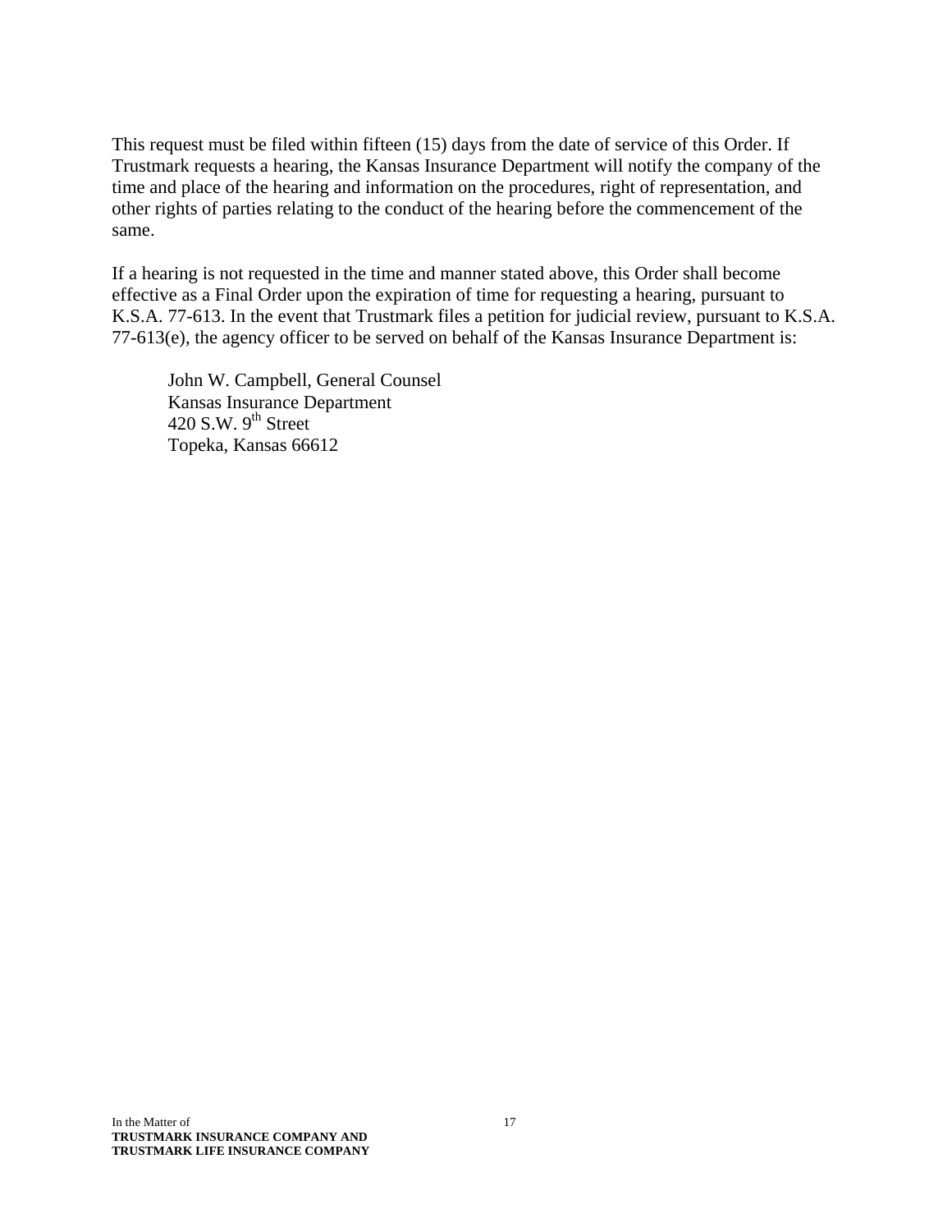This request must be filed within fifteen (15) days from the date of service of this Order. If Trustmark requests a hearing, the Kansas Insurance Department will notify the company of the time and place of the hearing and information on the procedures, right of representation, and other rights of parties relating to the conduct of the hearing before the commencement of the same.

If a hearing is not requested in the time and manner stated above, this Order shall become effective as a Final Order upon the expiration of time for requesting a hearing, pursuant to K.S.A. 77-613. In the event that Trustmark files a petition for judicial review, pursuant to K.S.A. 77-613(e), the agency officer to be served on behalf of the Kansas Insurance Department is:

> John W. Campbell, General Counsel
> Kansas Insurance Department
> 420 S.W. 9th Street
> Topeka, Kansas 66612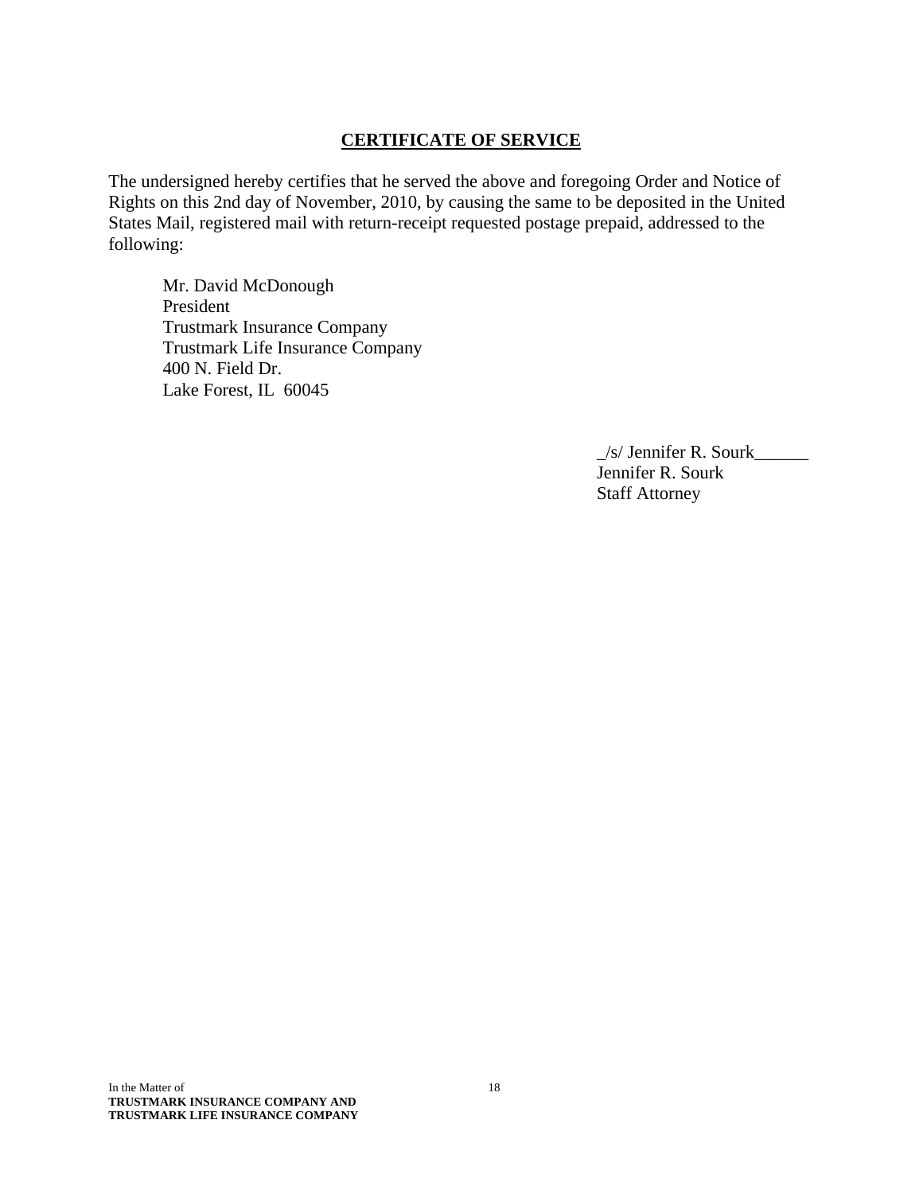## CERTIFICATE OF SERVICE

The undersigned hereby certifies that he served the above and foregoing Order and Notice of Rights on this 2nd day of November, 2010, by causing the same to be deposited in the United States Mail, registered mail with return-receipt requested postage prepaid, addressed to the following:

Mr. David McDonough
President
Trustmark Insurance Company
Trustmark Life Insurance Company
400 N. Field Dr.
Lake Forest, IL 60045

_/s/ Jennifer R. Sourk______
Jennifer R. Sourk
Staff Attorney